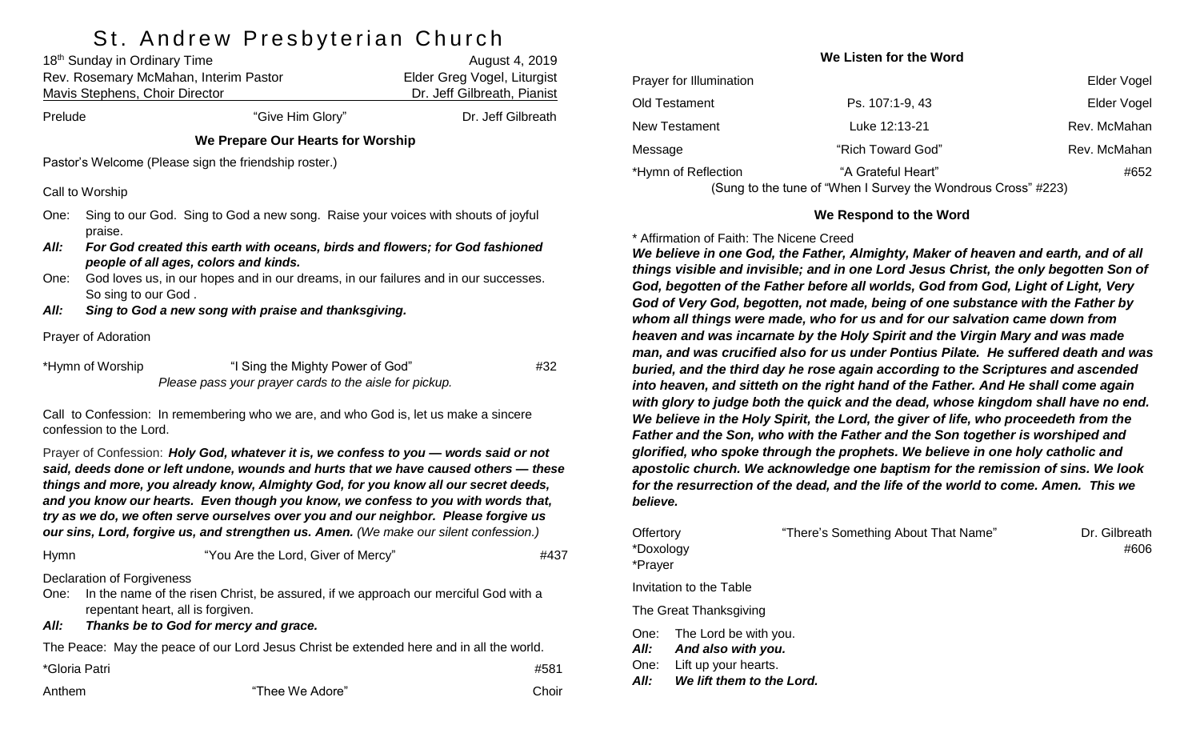# St. Andrew Presbyterian Church

18th Sunday in Ordinary Time — August 4, 2019

Rev. Rosemary McMahan, Interim Pastor — Elder Greg Vogel, Liturgist

Mavis Stephens, Choir Director — Dr. Jeff Gilbreath, Pianist

Prelude — "Give Him Glory" — Dr. Jeff Gilbreath

## We Prepare Our Hearts for Worship

Pastor's Welcome (Please sign the friendship roster.)

Call to Worship

One: Sing to our God. Sing to God a new song. Raise your voices with shouts of joyful praise.

***All: For God created this earth with oceans, birds and flowers; for God fashioned people of all ages, colors and kinds.***

One: God loves us, in our hopes and in our dreams, in our failures and in our successes. So sing to our God .

***All: Sing to God a new song with praise and thanksgiving.***

Prayer of Adoration

\*Hymn of Worship — "I Sing the Mighty Power of God" — #32

*Please pass your prayer cards to the aisle for pickup.*

Call to Confession: In remembering who we are, and who God is, let us make a sincere confession to the Lord.

Prayer of Confession: ***Holy God, whatever it is, we confess to you — words said or not said, deeds done or left undone, wounds and hurts that we have caused others — these things and more, you already know, Almighty God, for you know all our secret deeds, and you know our hearts. Even though you know, we confess to you with words that, try as we do, we often serve ourselves over you and our neighbor. Please forgive us our sins, Lord, forgive us, and strengthen us. Amen.*** *(We make our silent confession.)*

Hymn — "You Are the Lord, Giver of Mercy" — #437

Declaration of Forgiveness

One: In the name of the risen Christ, be assured, if we approach our merciful God with a repentant heart, all is forgiven.

***All: Thanks be to God for mercy and grace.***

The Peace: May the peace of our Lord Jesus Christ be extended here and in all the world.

\*Gloria Patri — #581

Anthem — "Thee We Adore" — Choir

## We Listen for the Word

| | | |
|---|---|---|
| Prayer for Illumination | | Elder Vogel |
| Old Testament | Ps. 107:1-9, 43 | Elder Vogel |
| New Testament | Luke 12:13-21 | Rev. McMahan |
| Message | "Rich Toward God" | Rev. McMahan |
| \*Hymn of Reflection | "A Grateful Heart" | #652 |

(Sung to the tune of "When I Survey the Wondrous Cross" #223)

## We Respond to the Word

\* Affirmation of Faith: The Nicene Creed

***We believe in one God, the Father, Almighty, Maker of heaven and earth, and of all things visible and invisible; and in one Lord Jesus Christ, the only begotten Son of God, begotten of the Father before all worlds, God from God, Light of Light, Very God of Very God, begotten, not made, being of one substance with the Father by whom all things were made, who for us and for our salvation came down from heaven and was incarnate by the Holy Spirit and the Virgin Mary and was made man, and was crucified also for us under Pontius Pilate. He suffered death and was buried, and the third day he rose again according to the Scriptures and ascended into heaven, and sitteth on the right hand of the Father. And He shall come again with glory to judge both the quick and the dead, whose kingdom shall have no end. We believe in the Holy Spirit, the Lord, the giver of life, who proceedeth from the Father and the Son, who with the Father and the Son together is worshiped and glorified, who spoke through the prophets. We believe in one holy catholic and apostolic church. We acknowledge one baptism for the remission of sins. We look for the resurrection of the dead, and the life of the world to come. Amen. This we believe.***

Offertory — "There's Something About That Name" — Dr. Gilbreath

\*Doxology — #606

\*Prayer

Invitation to the Table

The Great Thanksgiving

One: The Lord be with you.

***All: And also with you.***

One: Lift up your hearts.

***All: We lift them to the Lord.***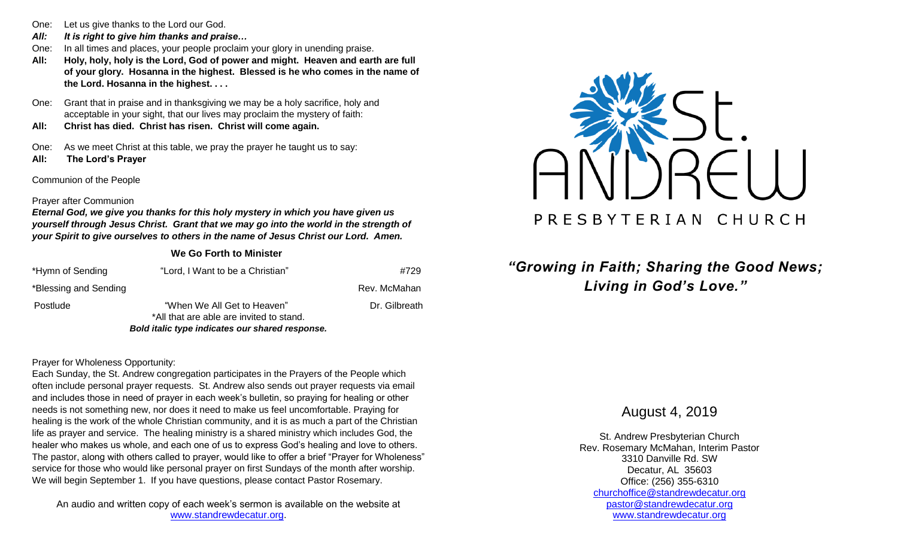One: Let us give thanks to the Lord our God.

***All: It is right to give him thanks and praise…***

One: In all times and places, your people proclaim your glory in unending praise.

**All: Holy, holy, holy is the Lord, God of power and might. Heaven and earth are full of your glory. Hosanna in the highest. Blessed is he who comes in the name of the Lord. Hosanna in the highest. . . .**

One: Grant that in praise and in thanksgiving we may be a holy sacrifice, holy and acceptable in your sight, that our lives may proclaim the mystery of faith:

**All: Christ has died. Christ has risen. Christ will come again.**

One: As we meet Christ at this table, we pray the prayer he taught us to say:

**All: The Lord's Prayer**

Communion of the People

Prayer after Communion

***Eternal God, we give you thanks for this holy mystery in which you have given us yourself through Jesus Christ. Grant that we may go into the world in the strength of your Spirit to give ourselves to others in the name of Jesus Christ our Lord. Amen.***

**We Go Forth to Minister**

| | | |
|---|---|---|
| *Hymn of Sending | "Lord, I Want to be a Christian" | #729 |
| *Blessing and Sending | | Rev. McMahan |
| Postlude | "When We All Get to Heaven" | Dr. Gilbreath |

*All that are able are invited to stand.

***Bold italic type indicates our shared response.***

Prayer for Wholeness Opportunity:

Each Sunday, the St. Andrew congregation participates in the Prayers of the People which often include personal prayer requests. St. Andrew also sends out prayer requests via email and includes those in need of prayer in each week's bulletin, so praying for healing or other needs is not something new, nor does it need to make us feel uncomfortable. Praying for healing is the work of the whole Christian community, and it is as much a part of the Christian life as prayer and service. The healing ministry is a shared ministry which includes God, the healer who makes us whole, and each one of us to express God's healing and love to others. The pastor, along with others called to prayer, would like to offer a brief "Prayer for Wholeness" service for those who would like personal prayer on first Sundays of the month after worship. We will begin September 1. If you have questions, please contact Pastor Rosemary.

An audio and written copy of each week's sermon is available on the website at www.standrewdecatur.org.

St. ANDREW PRESBYTERIAN CHURCH

***"Growing in Faith; Sharing the Good News; Living in God's Love."***

August 4, 2019

St. Andrew Presbyterian Church
Rev. Rosemary McMahan, Interim Pastor
3310 Danville Rd. SW
Decatur, AL 35603
Office: (256) 355-6310
churchoffice@standrewdecatur.org
pastor@standrewdecatur.org
www.standrewdecatur.org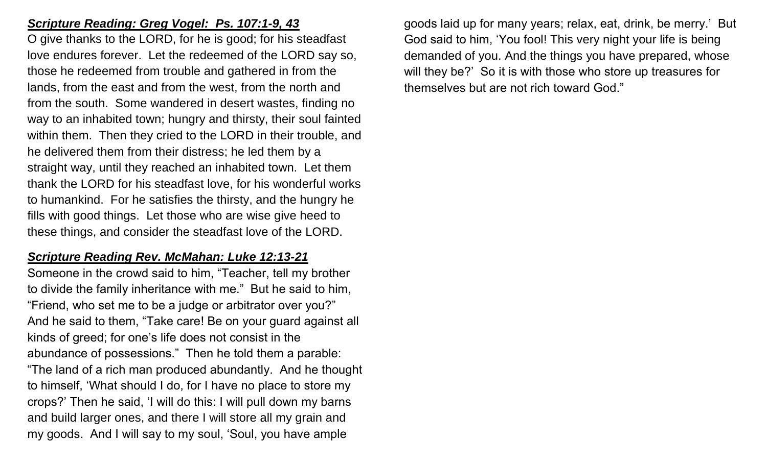***Scripture Reading: Greg Vogel: Ps. 107:1-9, 43***

O give thanks to the LORD, for he is good; for his steadfast love endures forever. Let the redeemed of the LORD say so, those he redeemed from trouble and gathered in from the lands, from the east and from the west, from the north and from the south. Some wandered in desert wastes, finding no way to an inhabited town; hungry and thirsty, their soul fainted within them. Then they cried to the LORD in their trouble, and he delivered them from their distress; he led them by a straight way, until they reached an inhabited town. Let them thank the LORD for his steadfast love, for his wonderful works to humankind. For he satisfies the thirsty, and the hungry he fills with good things. Let those who are wise give heed to these things, and consider the steadfast love of the LORD.

***Scripture Reading Rev. McMahan: Luke 12:13-21***

Someone in the crowd said to him, "Teacher, tell my brother to divide the family inheritance with me." But he said to him, "Friend, who set me to be a judge or arbitrator over you?" And he said to them, "Take care! Be on your guard against all kinds of greed; for one's life does not consist in the abundance of possessions." Then he told them a parable: "The land of a rich man produced abundantly. And he thought to himself, 'What should I do, for I have no place to store my crops?' Then he said, 'I will do this: I will pull down my barns and build larger ones, and there I will store all my grain and my goods. And I will say to my soul, 'Soul, you have ample goods laid up for many years; relax, eat, drink, be merry.' But God said to him, 'You fool! This very night your life is being demanded of you. And the things you have prepared, whose will they be?' So it is with those who store up treasures for themselves but are not rich toward God."